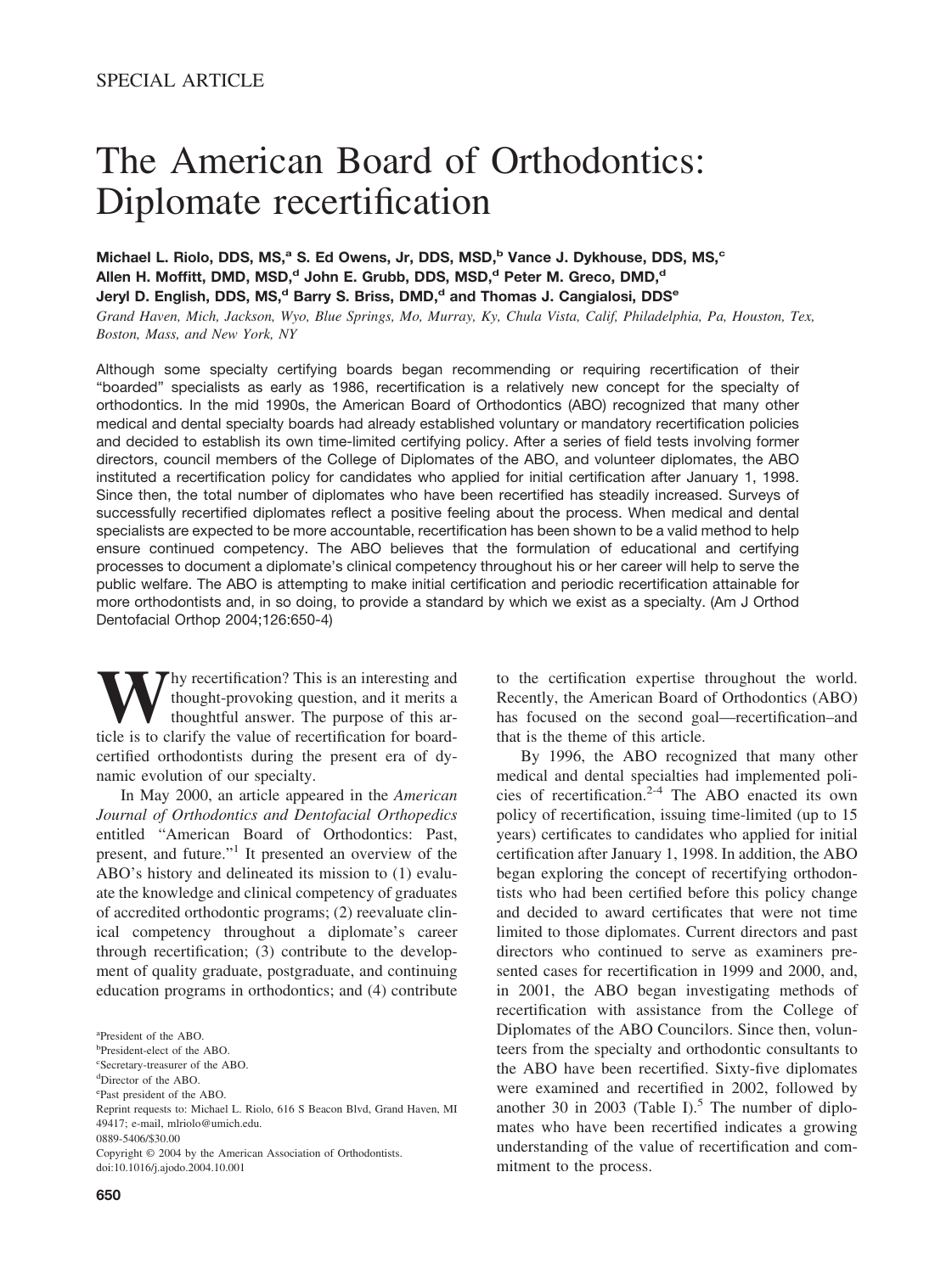SPECIAL ARTICLE

# The American Board of Orthodontics: Diplomate recertification

**Michael L. Riolo, DDS, MS,[a] S. Ed Owens, Jr, DDS, MSD,[b] Vance J. Dykhouse, DDS, MS,[c] Allen H. Moffitt, DMD, MSD,[d] John E. Grubb, DDS, MSD,[d] Peter M. Greco, DMD,[d] Jeryl D. English, DDS, MS,[d] Barry S. Briss, DMD,[d] and Thomas J. Cangialosi, DDS[e]**

*Grand Haven, Mich, Jackson, Wyo, Blue Springs, Mo, Murray, Ky, Chula Vista, Calif, Philadelphia, Pa, Houston, Tex, Boston, Mass, and New York, NY*

Although some specialty certifying boards began recommending or requiring recertification of their "boarded" specialists as early as 1986, recertification is a relatively new concept for the specialty of orthodontics. In the mid 1990s, the American Board of Orthodontics (ABO) recognized that many other medical and dental specialty boards had already established voluntary or mandatory recertification policies and decided to establish its own time-limited certifying policy. After a series of field tests involving former directors, council members of the College of Diplomates of the ABO, and volunteer diplomates, the ABO instituted a recertification policy for candidates who applied for initial certification after January 1, 1998. Since then, the total number of diplomates who have been recertified has steadily increased. Surveys of successfully recertified diplomates reflect a positive feeling about the process. When medical and dental specialists are expected to be more accountable, recertification has been shown to be a valid method to help ensure continued competency. The ABO believes that the formulation of educational and certifying processes to document a diplomate's clinical competency throughout his or her career will help to serve the public welfare. The ABO is attempting to make initial certification and periodic recertification attainable for more orthodontists and, in so doing, to provide a standard by which we exist as a specialty. (Am J Orthod Dentofacial Orthop 2004;126:650-4)

Why recertification? This is an interesting and thought-provoking question, and it merits a thoughtful answer. The purpose of this article is to clarify the value of recertification for board-certified orthodontists during the present era of dynamic evolution of our specialty.

In May 2000, an article appeared in the *American Journal of Orthodontics and Dentofacial Orthopedics* entitled "American Board of Orthodontics: Past, present, and future."[1] It presented an overview of the ABO's history and delineated its mission to (1) evaluate the knowledge and clinical competency of graduates of accredited orthodontic programs; (2) reevaluate clinical competency throughout a diplomate's career through recertification; (3) contribute to the development of quality graduate, postgraduate, and continuing education programs in orthodontics; and (4) contribute to the certification expertise throughout the world. Recently, the American Board of Orthodontics (ABO) has focused on the second goal—recertification–and that is the theme of this article.

By 1996, the ABO recognized that many other medical and dental specialties had implemented policies of recertification.[2-4] The ABO enacted its own policy of recertification, issuing time-limited (up to 15 years) certificates to candidates who applied for initial certification after January 1, 1998. In addition, the ABO began exploring the concept of recertifying orthodontists who had been certified before this policy change and decided to award certificates that were not time limited to those diplomates. Current directors and past directors who continued to serve as examiners presented cases for recertification in 1999 and 2000, and, in 2001, the ABO began investigating methods of recertification with assistance from the College of Diplomates of the ABO Councilors. Since then, volunteers from the specialty and orthodontic consultants to the ABO have been recertified. Sixty-five diplomates were examined and recertified in 2002, followed by another 30 in 2003 (Table I).[5] The number of diplomates who have been recertified indicates a growing understanding of the value of recertification and commitment to the process.

[a]President of the ABO.
[b]President-elect of the ABO.
[c]Secretary-treasurer of the ABO.
[d]Director of the ABO.
[e]Past president of the ABO.
Reprint requests to: Michael L. Riolo, 616 S Beacon Blvd, Grand Haven, MI 49417; e-mail, mlriolo@umich.edu.
0889-5406/$30.00
Copyright © 2004 by the American Association of Orthodontists.
doi:10.1016/j.ajodo.2004.10.001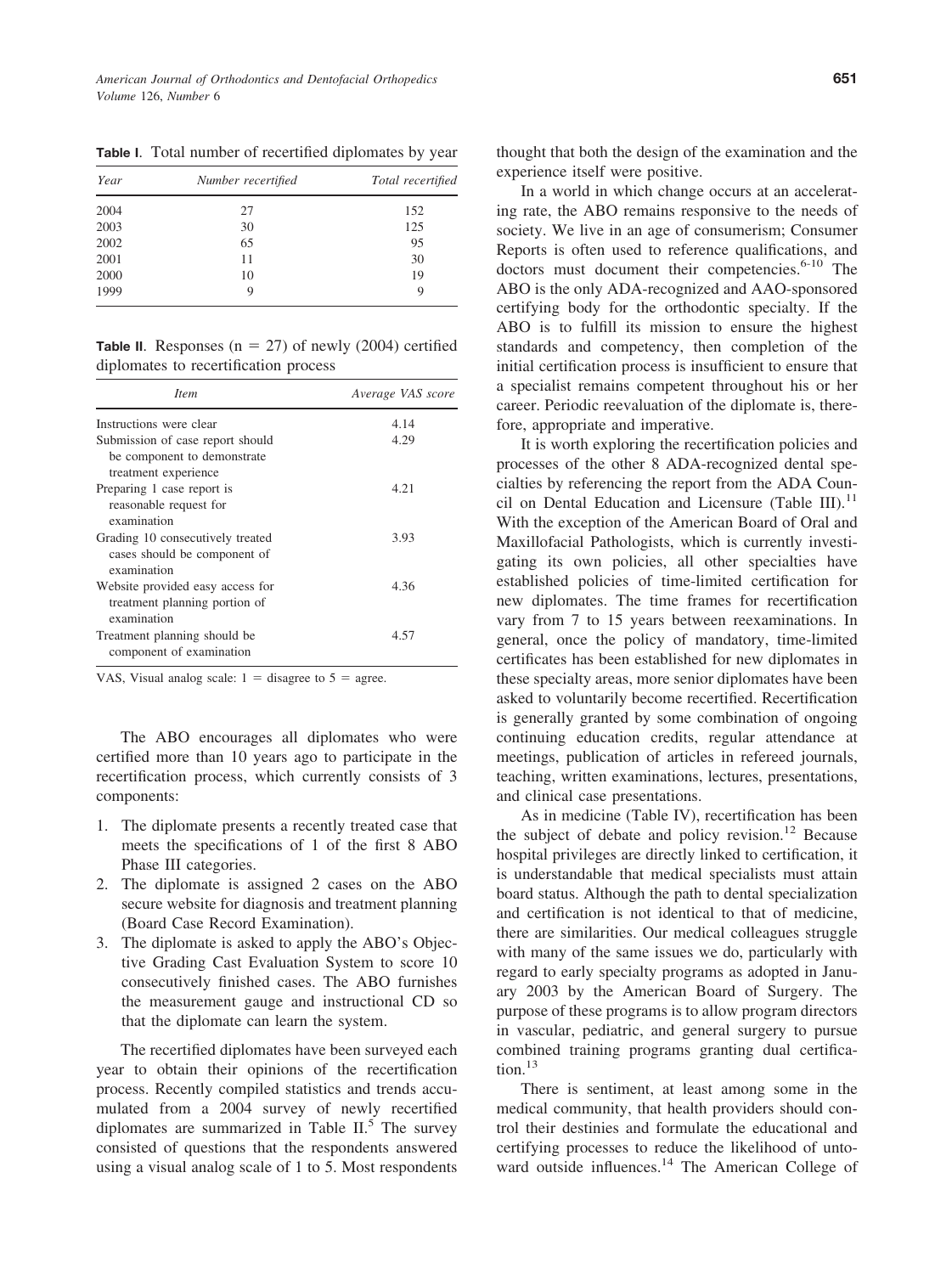**Table I.** Total number of recertified diplomates by year

| Year | Number recertified | Total recertified |
|---|---|---|
| 2004 | 27 | 152 |
| 2003 | 30 | 125 |
| 2002 | 65 | 95 |
| 2001 | 11 | 30 |
| 2000 | 10 | 19 |
| 1999 | 9 | 9 |

**Table II.** Responses (n = 27) of newly (2004) certified diplomates to recertification process

| Item | Average VAS score |
|---|---|
| Instructions were clear | 4.14 |
| Submission of case report should be component to demonstrate treatment experience | 4.29 |
| Preparing 1 case report is reasonable request for examination | 4.21 |
| Grading 10 consecutively treated cases should be component of examination | 3.93 |
| Website provided easy access for treatment planning portion of examination | 4.36 |
| Treatment planning should be component of examination | 4.57 |

VAS, Visual analog scale: 1 = disagree to 5 = agree.

The ABO encourages all diplomates who were certified more than 10 years ago to participate in the recertification process, which currently consists of 3 components:

1. The diplomate presents a recently treated case that meets the specifications of 1 of the first 8 ABO Phase III categories.
2. The diplomate is assigned 2 cases on the ABO secure website for diagnosis and treatment planning (Board Case Record Examination).
3. The diplomate is asked to apply the ABO's Objective Grading Cast Evaluation System to score 10 consecutively finished cases. The ABO furnishes the measurement gauge and instructional CD so that the diplomate can learn the system.

The recertified diplomates have been surveyed each year to obtain their opinions of the recertification process. Recently compiled statistics and trends accumulated from a 2004 survey of newly recertified diplomates are summarized in Table II.[5] The survey consisted of questions that the respondents answered using a visual analog scale of 1 to 5. Most respondents thought that both the design of the examination and the experience itself were positive.

In a world in which change occurs at an accelerating rate, the ABO remains responsive to the needs of society. We live in an age of consumerism; Consumer Reports is often used to reference qualifications, and doctors must document their competencies.[6-10] The ABO is the only ADA-recognized and AAO-sponsored certifying body for the orthodontic specialty. If the ABO is to fulfill its mission to ensure the highest standards and competency, then completion of the initial certification process is insufficient to ensure that a specialist remains competent throughout his or her career. Periodic reevaluation of the diplomate is, therefore, appropriate and imperative.

It is worth exploring the recertification policies and processes of the other 8 ADA-recognized dental specialties by referencing the report from the ADA Council on Dental Education and Licensure (Table III).[11] With the exception of the American Board of Oral and Maxillofacial Pathologists, which is currently investigating its own policies, all other specialties have established policies of time-limited certification for new diplomates. The time frames for recertification vary from 7 to 15 years between reexaminations. In general, once the policy of mandatory, time-limited certificates has been established for new diplomates in these specialty areas, more senior diplomates have been asked to voluntarily become recertified. Recertification is generally granted by some combination of ongoing continuing education credits, regular attendance at meetings, publication of articles in refereed journals, teaching, written examinations, lectures, presentations, and clinical case presentations.

As in medicine (Table IV), recertification has been the subject of debate and policy revision.[12] Because hospital privileges are directly linked to certification, it is understandable that medical specialists must attain board status. Although the path to dental specialization and certification is not identical to that of medicine, there are similarities. Our medical colleagues struggle with many of the same issues we do, particularly with regard to early specialty programs as adopted in January 2003 by the American Board of Surgery. The purpose of these programs is to allow program directors in vascular, pediatric, and general surgery to pursue combined training programs granting dual certification.[13]

There is sentiment, at least among some in the medical community, that health providers should control their destinies and formulate the educational and certifying processes to reduce the likelihood of untoward outside influences.[14] The American College of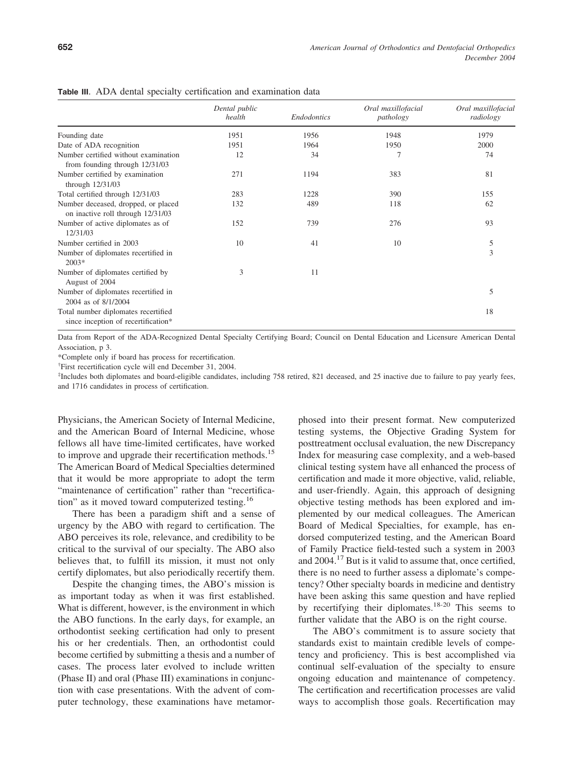**Table III**. ADA dental specialty certification and examination data

| | *Dental public health* | *Endodontics* | *Oral maxillofacial pathology* | *Oral maxillofacial radiology* |
|---|---|---|---|---|
| Founding date | 1951 | 1956 | 1948 | 1979 |
| Date of ADA recognition | 1951 | 1964 | 1950 | 2000 |
| Number certified without examination from founding through 12/31/03 | 12 | 34 | 7 | 74 |
| Number certified by examination through 12/31/03 | 271 | 1194 | 383 | 81 |
| Total certified through 12/31/03 | 283 | 1228 | 390 | 155 |
| Number deceased, dropped, or placed on inactive roll through 12/31/03 | 132 | 489 | 118 | 62 |
| Number of active diplomates as of 12/31/03 | 152 | 739 | 276 | 93 |
| Number certified in 2003 | 10 | 41 | 10 | 5 |
| Number of diplomates recertified in 2003* | | | | 3 |
| Number of diplomates certified by August of 2004 | 3 | 11 | | |
| Number of diplomates recertified in 2004 as of 8/1/2004 | | | | 5 |
| Total number diplomates recertified since inception of recertification* | | | | 18 |

Data from Report of the ADA-Recognized Dental Specialty Certifying Board; Council on Dental Education and Licensure American Dental Association, p 3.

*Complete only if board has process for recertification.

†First recertification cycle will end December 31, 2004.

‡Includes both diplomates and board-eligible candidates, including 758 retired, 821 deceased, and 25 inactive due to failure to pay yearly fees, and 1716 candidates in process of certification.

Physicians, the American Society of Internal Medicine, and the American Board of Internal Medicine, whose fellows all have time-limited certificates, have worked to improve and upgrade their recertification methods.[15] The American Board of Medical Specialties determined that it would be more appropriate to adopt the term "maintenance of certification" rather than "recertification" as it moved toward computerized testing.[16]

There has been a paradigm shift and a sense of urgency by the ABO with regard to certification. The ABO perceives its role, relevance, and credibility to be critical to the survival of our specialty. The ABO also believes that, to fulfill its mission, it must not only certify diplomates, but also periodically recertify them.

Despite the changing times, the ABO's mission is as important today as when it was first established. What is different, however, is the environment in which the ABO functions. In the early days, for example, an orthodontist seeking certification had only to present his or her credentials. Then, an orthodontist could become certified by submitting a thesis and a number of cases. The process later evolved to include written (Phase II) and oral (Phase III) examinations in conjunction with case presentations. With the advent of computer technology, these examinations have metamorphosed into their present format. New computerized testing systems, the Objective Grading System for posttreatment occlusal evaluation, the new Discrepancy Index for measuring case complexity, and a web-based clinical testing system have all enhanced the process of certification and made it more objective, valid, reliable, and user-friendly. Again, this approach of designing objective testing methods has been explored and implemented by our medical colleagues. The American Board of Medical Specialties, for example, has endorsed computerized testing, and the American Board of Family Practice field-tested such a system in 2003 and 2004.[17] But is it valid to assume that, once certified, there is no need to further assess a diplomate's competency? Other specialty boards in medicine and dentistry have been asking this same question and have replied by recertifying their diplomates.[18-20] This seems to further validate that the ABO is on the right course.

The ABO's commitment is to assure society that standards exist to maintain credible levels of competency and proficiency. This is best accomplished via continual self-evaluation of the specialty to ensure ongoing education and maintenance of competency. The certification and recertification processes are valid ways to accomplish those goals. Recertification may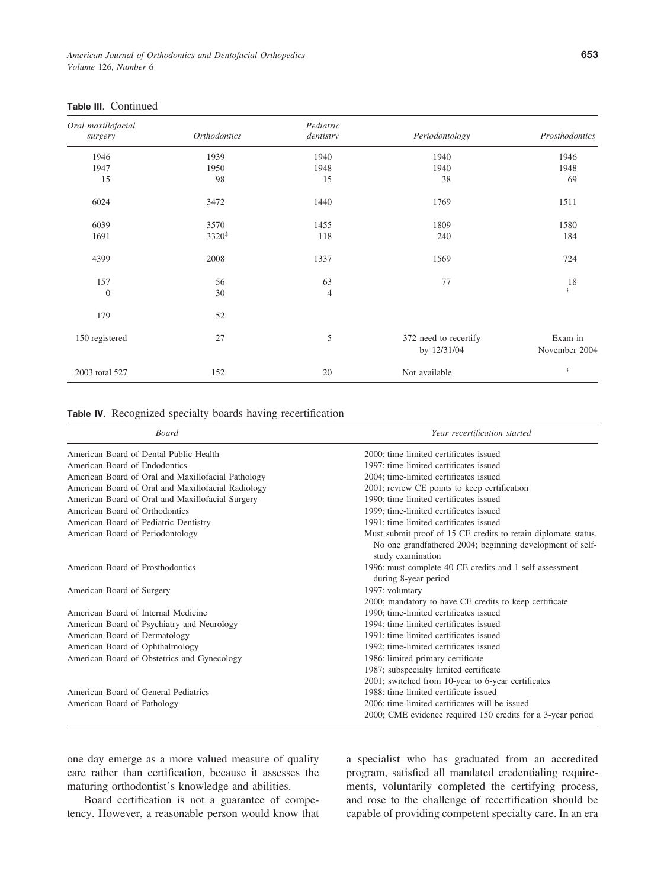**Table III**. Continued

| Oral maxillofacial surgery | Orthodontics | Pediatric dentistry | Periodontology | Prosthodontics |
|---|---|---|---|---|
| 1946 | 1939 | 1940 | 1940 | 1946 |
| 1947 | 1950 | 1948 | 1940 | 1948 |
| 15 | 98 | 15 | 38 | 69 |
| 6024 | 3472 | 1440 | 1769 | 1511 |
| 6039 | 3570 | 1455 | 1809 | 1580 |
| 1691 | 3320[‡] | 118 | 240 | 184 |
| 4399 | 2008 | 1337 | 1569 | 724 |
| 157 | 56 | 63 | 77 | 18 |
| 0 | 30 | 4 | | [†] |
| 179 | 52 | | | |
| 150 registered | 27 | 5 | 372 need to recertify by 12/31/04 | Exam in November 2004 |
| 2003 total 527 | 152 | 20 | Not available | [†] |

**Table IV**. Recognized specialty boards having recertification

| Board | Year recertification started |
|---|---|
| American Board of Dental Public Health | 2000; time-limited certificates issued |
| American Board of Endodontics | 1997; time-limited certificates issued |
| American Board of Oral and Maxillofacial Pathology | 2004; time-limited certificates issued |
| American Board of Oral and Maxillofacial Radiology | 2001; review CE points to keep certification |
| American Board of Oral and Maxillofacial Surgery | 1990; time-limited certificates issued |
| American Board of Orthodontics | 1999; time-limited certificates issued |
| American Board of Pediatric Dentistry | 1991; time-limited certificates issued |
| American Board of Periodontology | Must submit proof of 15 CE credits to retain diplomate status. No one grandfathered 2004; beginning development of self-study examination |
| American Board of Prosthodontics | 1996; must complete 40 CE credits and 1 self-assessment during 8-year period |
| American Board of Surgery | 1997; voluntary<br>2000; mandatory to have CE credits to keep certificate |
| American Board of Internal Medicine | 1990; time-limited certificates issued |
| American Board of Psychiatry and Neurology | 1994; time-limited certificates issued |
| American Board of Dermatology | 1991; time-limited certificates issued |
| American Board of Ophthalmology | 1992; time-limited certificates issued |
| American Board of Obstetrics and Gynecology | 1986; limited primary certificate<br>1987; subspecialty limited certificate<br>2001; switched from 10-year to 6-year certificates |
| American Board of General Pediatrics | 1988; time-limited certificate issued |
| American Board of Pathology | 2006; time-limited certificates will be issued<br>2000; CME evidence required 150 credits for a 3-year period |

one day emerge as a more valued measure of quality care rather than certification, because it assesses the maturing orthodontist's knowledge and abilities.

Board certification is not a guarantee of competency. However, a reasonable person would know that a specialist who has graduated from an accredited program, satisfied all mandated credentialing requirements, voluntarily completed the certifying process, and rose to the challenge of recertification should be capable of providing competent specialty care. In an era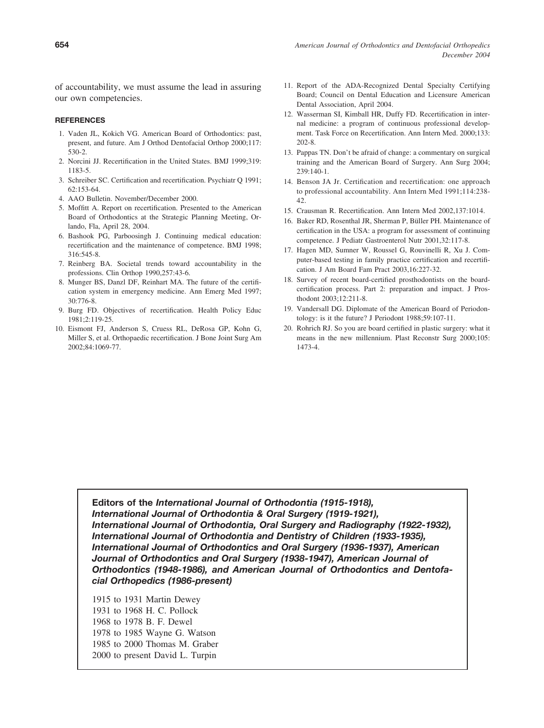of accountability, we must assume the lead in assuring our own competencies.

## REFERENCES

1. Vaden JL, Kokich VG. American Board of Orthodontics: past, present, and future. Am J Orthod Dentofacial Orthop 2000;117: 530-2.
2. Norcini JJ. Recertification in the United States. BMJ 1999;319: 1183-5.
3. Schreiber SC. Certification and recertification. Psychiatr Q 1991; 62:153-64.
4. AAO Bulletin. November/December 2000.
5. Moffitt A. Report on recertification. Presented to the American Board of Orthodontics at the Strategic Planning Meeting, Orlando, Fla, April 28, 2004.
6. Bashook PG, Parboosingh J. Continuing medical education: recertification and the maintenance of competence. BMJ 1998; 316:545-8.
7. Reinberg BA. Societal trends toward accountability in the professions. Clin Orthop 1990,257:43-6.
8. Munger BS, Danzl DF, Reinhart MA. The future of the certification system in emergency medicine. Ann Emerg Med 1997; 30:776-8.
9. Burg FD. Objectives of recertification. Health Policy Educ 1981;2:119-25.
10. Eismont FJ, Anderson S, Cruess RL, DeRosa GP, Kohn G, Miller S, et al. Orthopaedic recertification. J Bone Joint Surg Am 2002;84:1069-77.
11. Report of the ADA-Recognized Dental Specialty Certifying Board; Council on Dental Education and Licensure American Dental Association, April 2004.
12. Wasserman SI, Kimball HR, Duffy FD. Recertification in internal medicine: a program of continuous professional development. Task Force on Recertification. Ann Intern Med. 2000;133: 202-8.
13. Pappas TN. Don't be afraid of change: a commentary on surgical training and the American Board of Surgery. Ann Surg 2004; 239:140-1.
14. Benson JA Jr. Certification and recertification: one approach to professional accountability. Ann Intern Med 1991;114:238-42.
15. Crausman R. Recertification. Ann Intern Med 2002,137:1014.
16. Baker RD, Rosenthal JR, Sherman P, Büller PH. Maintenance of certification in the USA: a program for assessment of continuing competence. J Pediatr Gastroenterol Nutr 2001,32:117-8.
17. Hagen MD, Sumner W, Roussel G, Rouvinelli R, Xu J. Computer-based testing in family practice certification and recertification. J Am Board Fam Pract 2003,16:227-32.
18. Survey of recent board-certified prosthodontists on the board-certification process. Part 2: preparation and impact. J Prosthodont 2003;12:211-8.
19. Vandersall DG. Diplomate of the American Board of Periodontology: is it the future? J Periodont 1988;59:107-11.
20. Rohrich RJ. So you are board certified in plastic surgery: what it means in the new millennium. Plast Reconstr Surg 2000;105: 1473-4.

**Editors of the *International Journal of Orthodontia (1915-1918), International Journal of Orthodontia & Oral Surgery (1919-1921), International Journal of Orthodontia, Oral Surgery and Radiography (1922-1932), International Journal of Orthodontia and Dentistry of Children (1933-1935), International Journal of Orthodontics and Oral Surgery (1936-1937), American Journal of Orthodontics and Oral Surgery (1938-1947), American Journal of Orthodontics (1948-1986), and American Journal of Orthodontics and Dentofacial Orthopedics (1986-present)***

1915 to 1931 Martin Dewey
1931 to 1968 H. C. Pollock
1968 to 1978 B. F. Dewel
1978 to 1985 Wayne G. Watson
1985 to 2000 Thomas M. Graber
2000 to present David L. Turpin